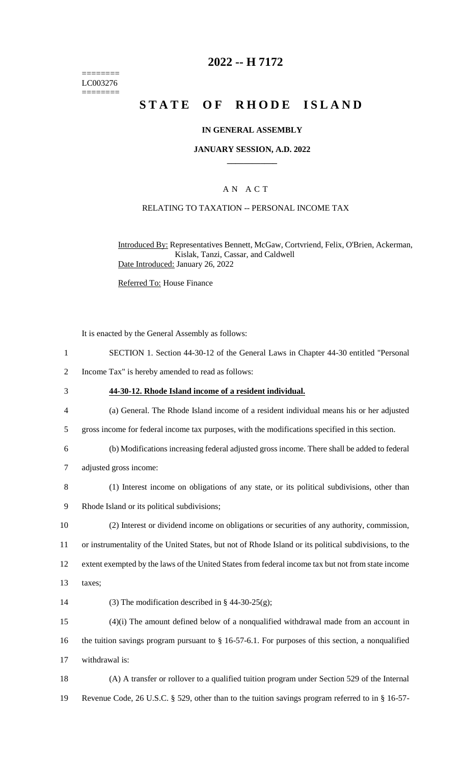========
LC003276
========

# 2022 -- H 7172

# STATE OF RHODE ISLAND

**IN GENERAL ASSEMBLY**

**JANUARY SESSION, A.D. 2022**

---

A N A C T

RELATING TO TAXATION -- PERSONAL INCOME TAX

Introduced By: Representatives Bennett, McGaw, Cortvriend, Felix, O'Brien, Ackerman, Kislak, Tanzi, Cassar, and Caldwell

Date Introduced: January 26, 2022

Referred To: House Finance

It is enacted by the General Assembly as follows:

1 SECTION 1. Section 44-30-12 of the General Laws in Chapter 44-30 entitled "Personal
2 Income Tax" is hereby amended to read as follows:

3 **44-30-12. Rhode Island income of a resident individual.**

4 (a) General. The Rhode Island income of a resident individual means his or her adjusted
5 gross income for federal income tax purposes, with the modifications specified in this section.

6 (b) Modifications increasing federal adjusted gross income. There shall be added to federal
7 adjusted gross income:

8 (1) Interest income on obligations of any state, or its political subdivisions, other than
9 Rhode Island or its political subdivisions;

10 (2) Interest or dividend income on obligations or securities of any authority, commission,
11 or instrumentality of the United States, but not of Rhode Island or its political subdivisions, to the
12 extent exempted by the laws of the United States from federal income tax but not from state income
13 taxes;

14 (3) The modification described in § 44-30-25(g);

15 (4)(i) The amount defined below of a nonqualified withdrawal made from an account in
16 the tuition savings program pursuant to § 16-57-6.1. For purposes of this section, a nonqualified
17 withdrawal is:

18 (A) A transfer or rollover to a qualified tuition program under Section 529 of the Internal
19 Revenue Code, 26 U.S.C. § 529, other than to the tuition savings program referred to in § 16-57-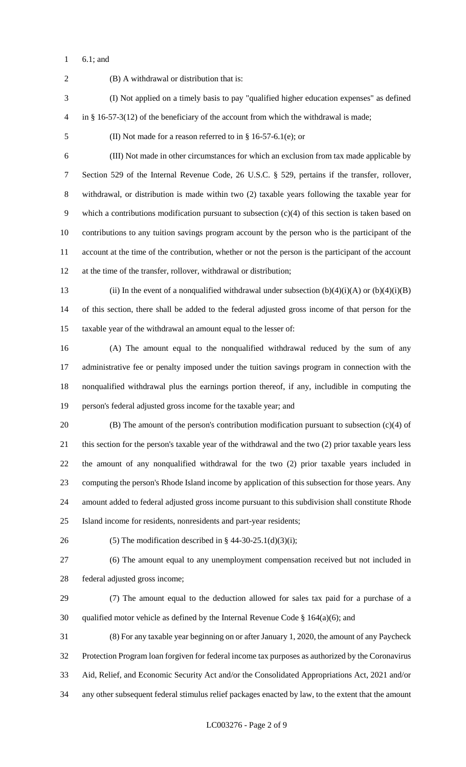6.1; and

(B) A withdrawal or distribution that is:

(I) Not applied on a timely basis to pay "qualified higher education expenses" as defined in § 16-57-3(12) of the beneficiary of the account from which the withdrawal is made;

(II) Not made for a reason referred to in § 16-57-6.1(e); or

(III) Not made in other circumstances for which an exclusion from tax made applicable by Section 529 of the Internal Revenue Code, 26 U.S.C. § 529, pertains if the transfer, rollover, withdrawal, or distribution is made within two (2) taxable years following the taxable year for which a contributions modification pursuant to subsection (c)(4) of this section is taken based on contributions to any tuition savings program account by the person who is the participant of the account at the time of the contribution, whether or not the person is the participant of the account at the time of the transfer, rollover, withdrawal or distribution;

(ii) In the event of a nonqualified withdrawal under subsection (b)(4)(i)(A) or (b)(4)(i)(B) of this section, there shall be added to the federal adjusted gross income of that person for the taxable year of the withdrawal an amount equal to the lesser of:

(A) The amount equal to the nonqualified withdrawal reduced by the sum of any administrative fee or penalty imposed under the tuition savings program in connection with the nonqualified withdrawal plus the earnings portion thereof, if any, includible in computing the person's federal adjusted gross income for the taxable year; and

(B) The amount of the person's contribution modification pursuant to subsection (c)(4) of this section for the person's taxable year of the withdrawal and the two (2) prior taxable years less the amount of any nonqualified withdrawal for the two (2) prior taxable years included in computing the person's Rhode Island income by application of this subsection for those years. Any amount added to federal adjusted gross income pursuant to this subdivision shall constitute Rhode Island income for residents, nonresidents and part-year residents;

(5) The modification described in § 44-30-25.1(d)(3)(i);

(6) The amount equal to any unemployment compensation received but not included in federal adjusted gross income;

(7) The amount equal to the deduction allowed for sales tax paid for a purchase of a qualified motor vehicle as defined by the Internal Revenue Code § 164(a)(6); and

(8) For any taxable year beginning on or after January 1, 2020, the amount of any Paycheck Protection Program loan forgiven for federal income tax purposes as authorized by the Coronavirus Aid, Relief, and Economic Security Act and/or the Consolidated Appropriations Act, 2021 and/or any other subsequent federal stimulus relief packages enacted by law, to the extent that the amount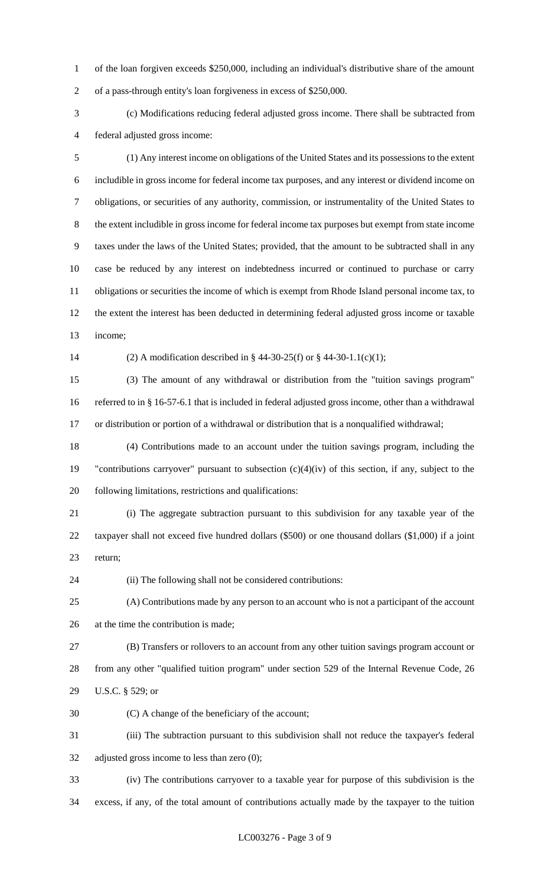of the loan forgiven exceeds $250,000, including an individual's distributive share of the amount of a pass-through entity's loan forgiveness in excess of $250,000.

(c) Modifications reducing federal adjusted gross income. There shall be subtracted from federal adjusted gross income:

(1) Any interest income on obligations of the United States and its possessions to the extent includible in gross income for federal income tax purposes, and any interest or dividend income on obligations, or securities of any authority, commission, or instrumentality of the United States to the extent includible in gross income for federal income tax purposes but exempt from state income taxes under the laws of the United States; provided, that the amount to be subtracted shall in any case be reduced by any interest on indebtedness incurred or continued to purchase or carry obligations or securities the income of which is exempt from Rhode Island personal income tax, to the extent the interest has been deducted in determining federal adjusted gross income or taxable income;

(2) A modification described in § 44-30-25(f) or § 44-30-1.1(c)(1);

(3) The amount of any withdrawal or distribution from the "tuition savings program" referred to in § 16-57-6.1 that is included in federal adjusted gross income, other than a withdrawal or distribution or portion of a withdrawal or distribution that is a nonqualified withdrawal;

(4) Contributions made to an account under the tuition savings program, including the "contributions carryover" pursuant to subsection (c)(4)(iv) of this section, if any, subject to the following limitations, restrictions and qualifications:

(i) The aggregate subtraction pursuant to this subdivision for any taxable year of the taxpayer shall not exceed five hundred dollars ($500) or one thousand dollars ($1,000) if a joint return;

(ii) The following shall not be considered contributions:

(A) Contributions made by any person to an account who is not a participant of the account at the time the contribution is made;

(B) Transfers or rollovers to an account from any other tuition savings program account or from any other "qualified tuition program" under section 529 of the Internal Revenue Code, 26 U.S.C. § 529; or

(C) A change of the beneficiary of the account;

(iii) The subtraction pursuant to this subdivision shall not reduce the taxpayer's federal adjusted gross income to less than zero (0);

(iv) The contributions carryover to a taxable year for purpose of this subdivision is the excess, if any, of the total amount of contributions actually made by the taxpayer to the tuition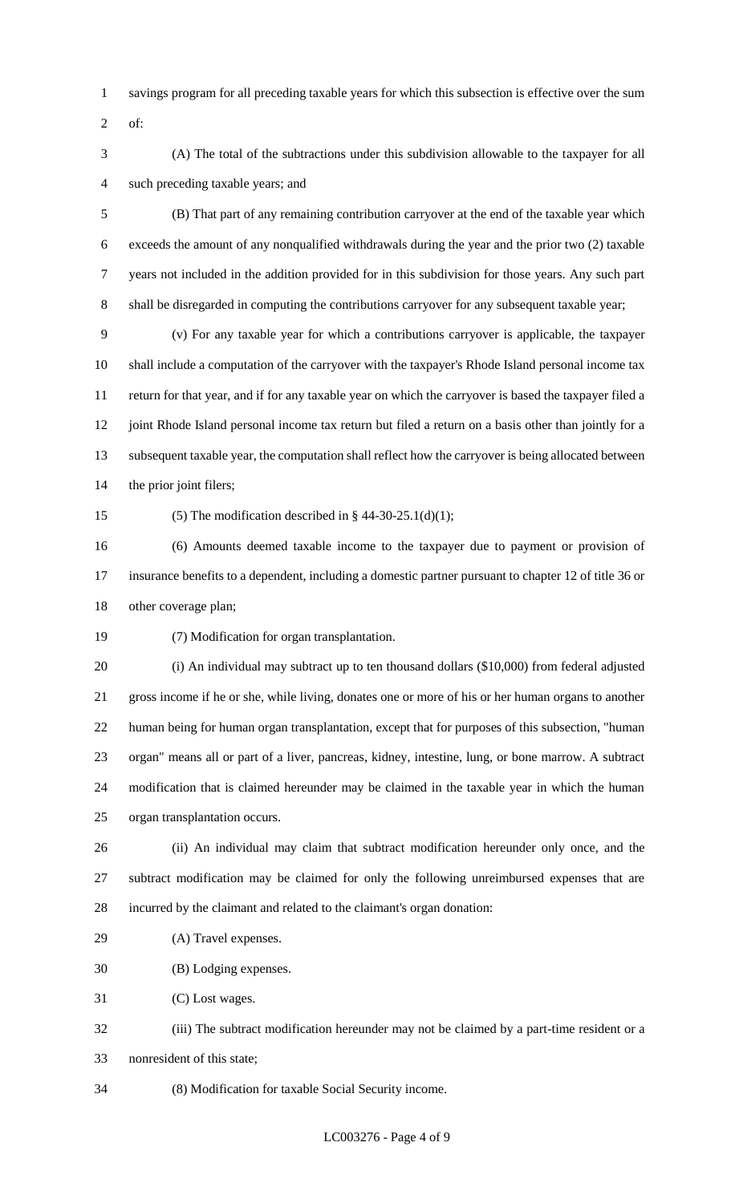savings program for all preceding taxable years for which this subsection is effective over the sum of:

(A) The total of the subtractions under this subdivision allowable to the taxpayer for all such preceding taxable years; and

(B) That part of any remaining contribution carryover at the end of the taxable year which exceeds the amount of any nonqualified withdrawals during the year and the prior two (2) taxable years not included in the addition provided for in this subdivision for those years. Any such part shall be disregarded in computing the contributions carryover for any subsequent taxable year;

(v) For any taxable year for which a contributions carryover is applicable, the taxpayer shall include a computation of the carryover with the taxpayer's Rhode Island personal income tax return for that year, and if for any taxable year on which the carryover is based the taxpayer filed a joint Rhode Island personal income tax return but filed a return on a basis other than jointly for a subsequent taxable year, the computation shall reflect how the carryover is being allocated between the prior joint filers;

(5) The modification described in § 44-30-25.1(d)(1);

(6) Amounts deemed taxable income to the taxpayer due to payment or provision of insurance benefits to a dependent, including a domestic partner pursuant to chapter 12 of title 36 or other coverage plan;

(7) Modification for organ transplantation.

(i) An individual may subtract up to ten thousand dollars ($10,000) from federal adjusted gross income if he or she, while living, donates one or more of his or her human organs to another human being for human organ transplantation, except that for purposes of this subsection, "human organ" means all or part of a liver, pancreas, kidney, intestine, lung, or bone marrow. A subtract modification that is claimed hereunder may be claimed in the taxable year in which the human organ transplantation occurs.

(ii) An individual may claim that subtract modification hereunder only once, and the subtract modification may be claimed for only the following unreimbursed expenses that are incurred by the claimant and related to the claimant's organ donation:

(A) Travel expenses.

(B) Lodging expenses.

(C) Lost wages.

(iii) The subtract modification hereunder may not be claimed by a part-time resident or a nonresident of this state;

(8) Modification for taxable Social Security income.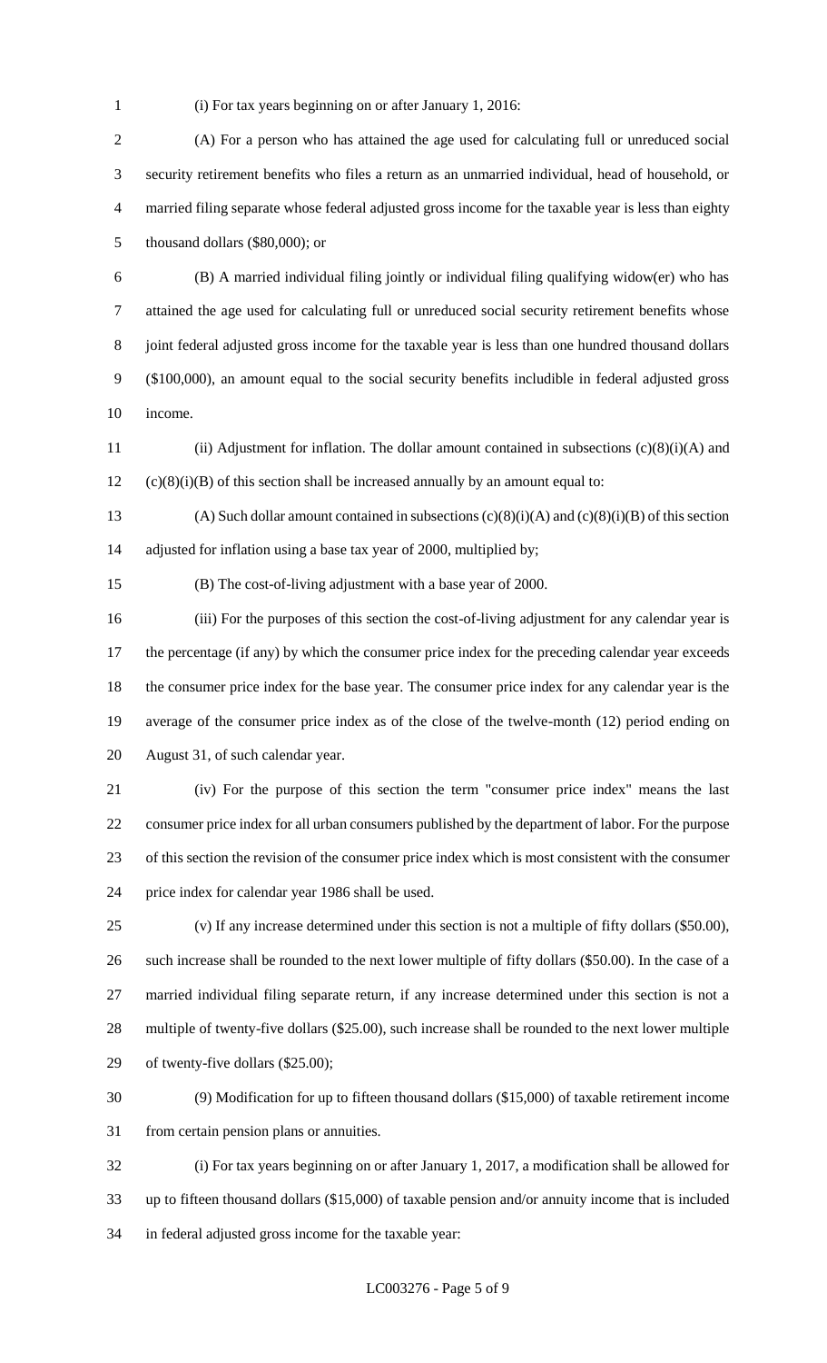(i) For tax years beginning on or after January 1, 2016:

(A) For a person who has attained the age used for calculating full or unreduced social security retirement benefits who files a return as an unmarried individual, head of household, or married filing separate whose federal adjusted gross income for the taxable year is less than eighty thousand dollars ($80,000); or

(B) A married individual filing jointly or individual filing qualifying widow(er) who has attained the age used for calculating full or unreduced social security retirement benefits whose joint federal adjusted gross income for the taxable year is less than one hundred thousand dollars ($100,000), an amount equal to the social security benefits includible in federal adjusted gross income.

(ii) Adjustment for inflation. The dollar amount contained in subsections (c)(8)(i)(A) and (c)(8)(i)(B) of this section shall be increased annually by an amount equal to:

(A) Such dollar amount contained in subsections (c)(8)(i)(A) and (c)(8)(i)(B) of this section adjusted for inflation using a base tax year of 2000, multiplied by;

(B) The cost-of-living adjustment with a base year of 2000.

(iii) For the purposes of this section the cost-of-living adjustment for any calendar year is the percentage (if any) by which the consumer price index for the preceding calendar year exceeds the consumer price index for the base year. The consumer price index for any calendar year is the average of the consumer price index as of the close of the twelve-month (12) period ending on August 31, of such calendar year.

(iv) For the purpose of this section the term "consumer price index" means the last consumer price index for all urban consumers published by the department of labor. For the purpose of this section the revision of the consumer price index which is most consistent with the consumer price index for calendar year 1986 shall be used.

(v) If any increase determined under this section is not a multiple of fifty dollars ($50.00), such increase shall be rounded to the next lower multiple of fifty dollars ($50.00). In the case of a married individual filing separate return, if any increase determined under this section is not a multiple of twenty-five dollars ($25.00), such increase shall be rounded to the next lower multiple of twenty-five dollars ($25.00);

(9) Modification for up to fifteen thousand dollars ($15,000) of taxable retirement income from certain pension plans or annuities.

(i) For tax years beginning on or after January 1, 2017, a modification shall be allowed for up to fifteen thousand dollars ($15,000) of taxable pension and/or annuity income that is included in federal adjusted gross income for the taxable year: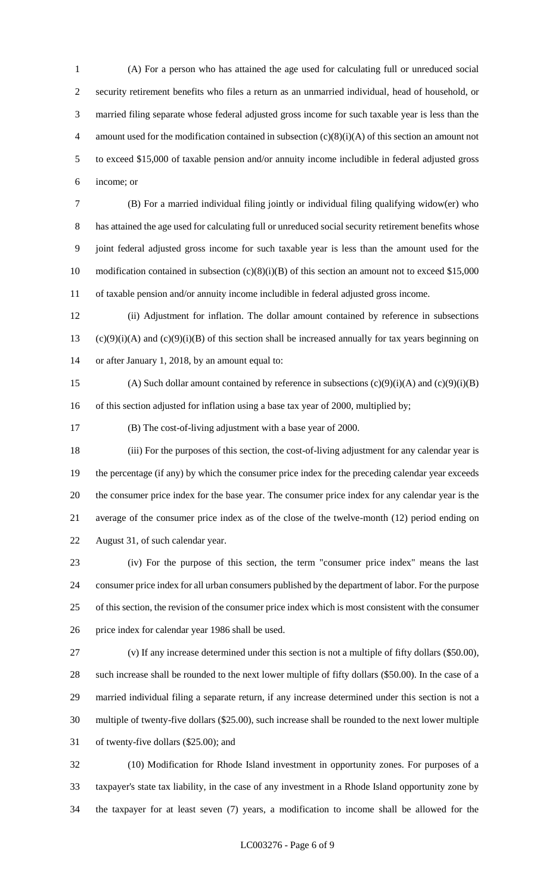(A) For a person who has attained the age used for calculating full or unreduced social security retirement benefits who files a return as an unmarried individual, head of household, or married filing separate whose federal adjusted gross income for such taxable year is less than the amount used for the modification contained in subsection (c)(8)(i)(A) of this section an amount not to exceed $15,000 of taxable pension and/or annuity income includible in federal adjusted gross income; or

(B) For a married individual filing jointly or individual filing qualifying widow(er) who has attained the age used for calculating full or unreduced social security retirement benefits whose joint federal adjusted gross income for such taxable year is less than the amount used for the modification contained in subsection (c)(8)(i)(B) of this section an amount not to exceed $15,000 of taxable pension and/or annuity income includible in federal adjusted gross income.

(ii) Adjustment for inflation. The dollar amount contained by reference in subsections (c)(9)(i)(A) and (c)(9)(i)(B) of this section shall be increased annually for tax years beginning on or after January 1, 2018, by an amount equal to:

(A) Such dollar amount contained by reference in subsections (c)(9)(i)(A) and (c)(9)(i)(B) of this section adjusted for inflation using a base tax year of 2000, multiplied by;

(B) The cost-of-living adjustment with a base year of 2000.

(iii) For the purposes of this section, the cost-of-living adjustment for any calendar year is the percentage (if any) by which the consumer price index for the preceding calendar year exceeds the consumer price index for the base year. The consumer price index for any calendar year is the average of the consumer price index as of the close of the twelve-month (12) period ending on August 31, of such calendar year.

(iv) For the purpose of this section, the term "consumer price index" means the last consumer price index for all urban consumers published by the department of labor. For the purpose of this section, the revision of the consumer price index which is most consistent with the consumer price index for calendar year 1986 shall be used.

(v) If any increase determined under this section is not a multiple of fifty dollars ($50.00), such increase shall be rounded to the next lower multiple of fifty dollars ($50.00). In the case of a married individual filing a separate return, if any increase determined under this section is not a multiple of twenty-five dollars ($25.00), such increase shall be rounded to the next lower multiple of twenty-five dollars ($25.00); and

(10) Modification for Rhode Island investment in opportunity zones. For purposes of a taxpayer's state tax liability, in the case of any investment in a Rhode Island opportunity zone by the taxpayer for at least seven (7) years, a modification to income shall be allowed for the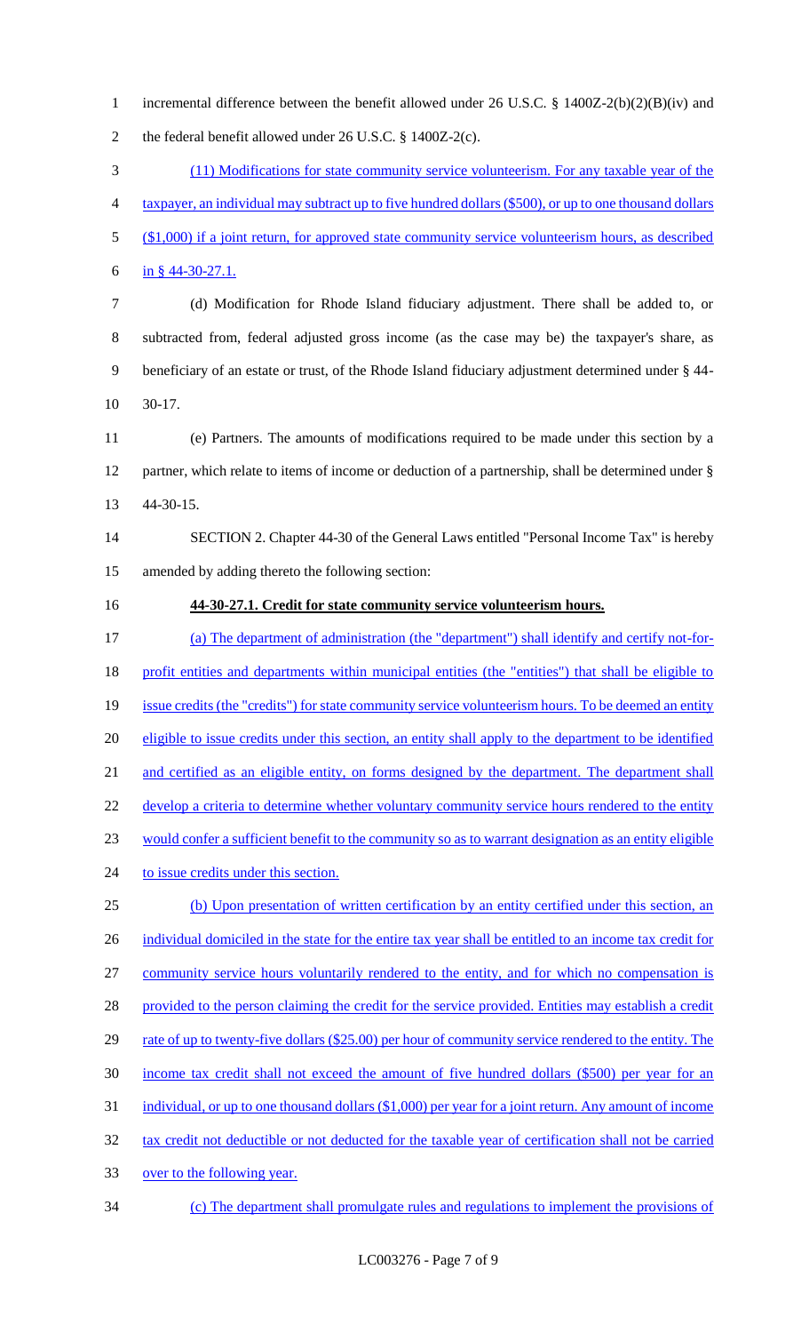incremental difference between the benefit allowed under 26 U.S.C. § 1400Z-2(b)(2)(B)(iv) and the federal benefit allowed under 26 U.S.C. § 1400Z-2(c).

(11) Modifications for state community service volunteerism. For any taxable year of the taxpayer, an individual may subtract up to five hundred dollars ($500), or up to one thousand dollars ($1,000) if a joint return, for approved state community service volunteerism hours, as described in § 44-30-27.1.

(d) Modification for Rhode Island fiduciary adjustment. There shall be added to, or subtracted from, federal adjusted gross income (as the case may be) the taxpayer's share, as beneficiary of an estate or trust, of the Rhode Island fiduciary adjustment determined under § 44-30-17.

(e) Partners. The amounts of modifications required to be made under this section by a partner, which relate to items of income or deduction of a partnership, shall be determined under § 44-30-15.

SECTION 2. Chapter 44-30 of the General Laws entitled "Personal Income Tax" is hereby amended by adding thereto the following section:

**44-30-27.1. Credit for state community service volunteerism hours.**

(a) The department of administration (the "department") shall identify and certify not-for-profit entities and departments within municipal entities (the "entities") that shall be eligible to issue credits (the "credits") for state community service volunteerism hours. To be deemed an entity eligible to issue credits under this section, an entity shall apply to the department to be identified and certified as an eligible entity, on forms designed by the department. The department shall develop a criteria to determine whether voluntary community service hours rendered to the entity would confer a sufficient benefit to the community so as to warrant designation as an entity eligible to issue credits under this section.

(b) Upon presentation of written certification by an entity certified under this section, an individual domiciled in the state for the entire tax year shall be entitled to an income tax credit for community service hours voluntarily rendered to the entity, and for which no compensation is provided to the person claiming the credit for the service provided. Entities may establish a credit rate of up to twenty-five dollars ($25.00) per hour of community service rendered to the entity. The income tax credit shall not exceed the amount of five hundred dollars ($500) per year for an individual, or up to one thousand dollars ($1,000) per year for a joint return. Any amount of income tax credit not deductible or not deducted for the taxable year of certification shall not be carried over to the following year.

(c) The department shall promulgate rules and regulations to implement the provisions of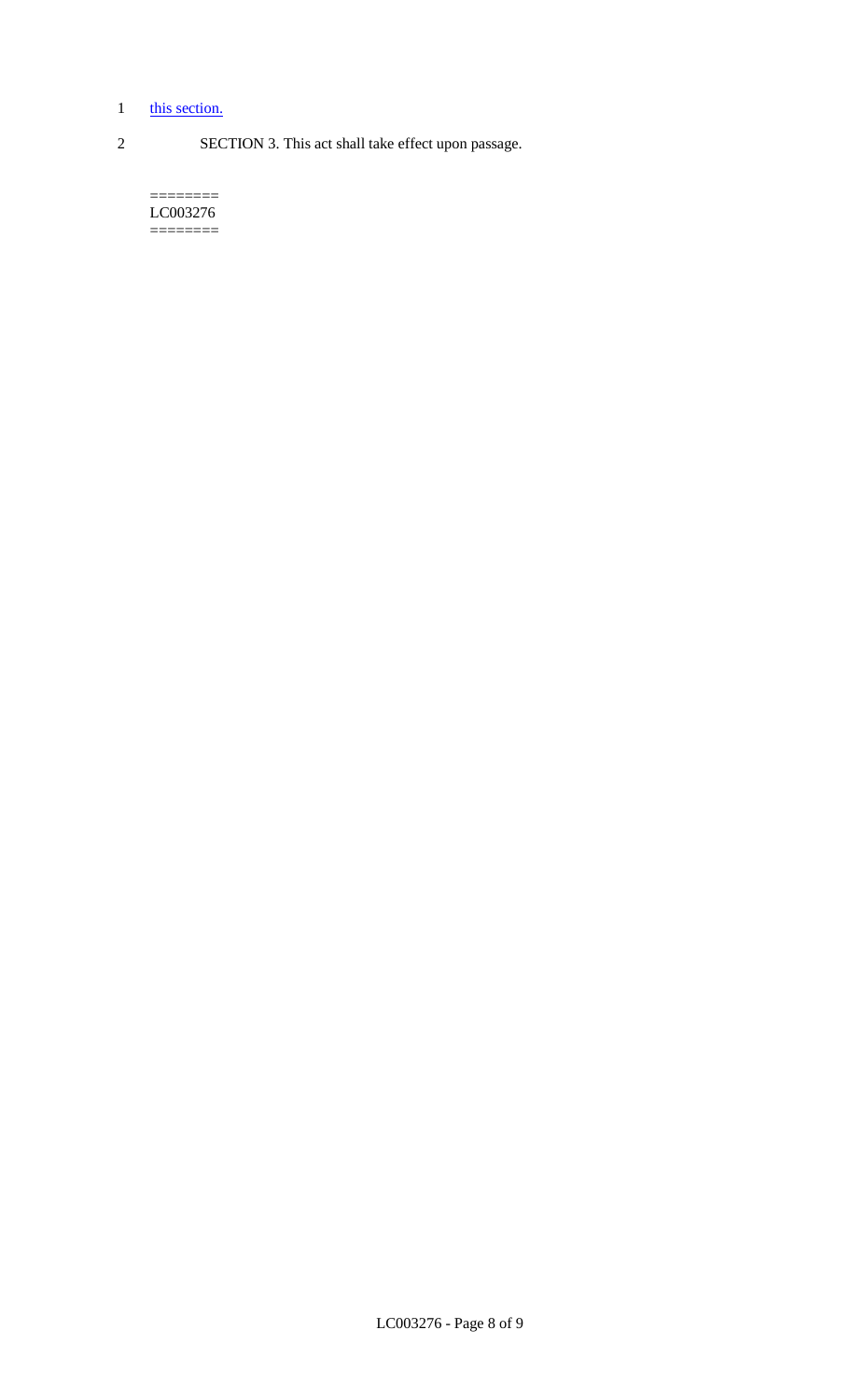this section.

SECTION 3. This act shall take effect upon passage.

========
LC003276
========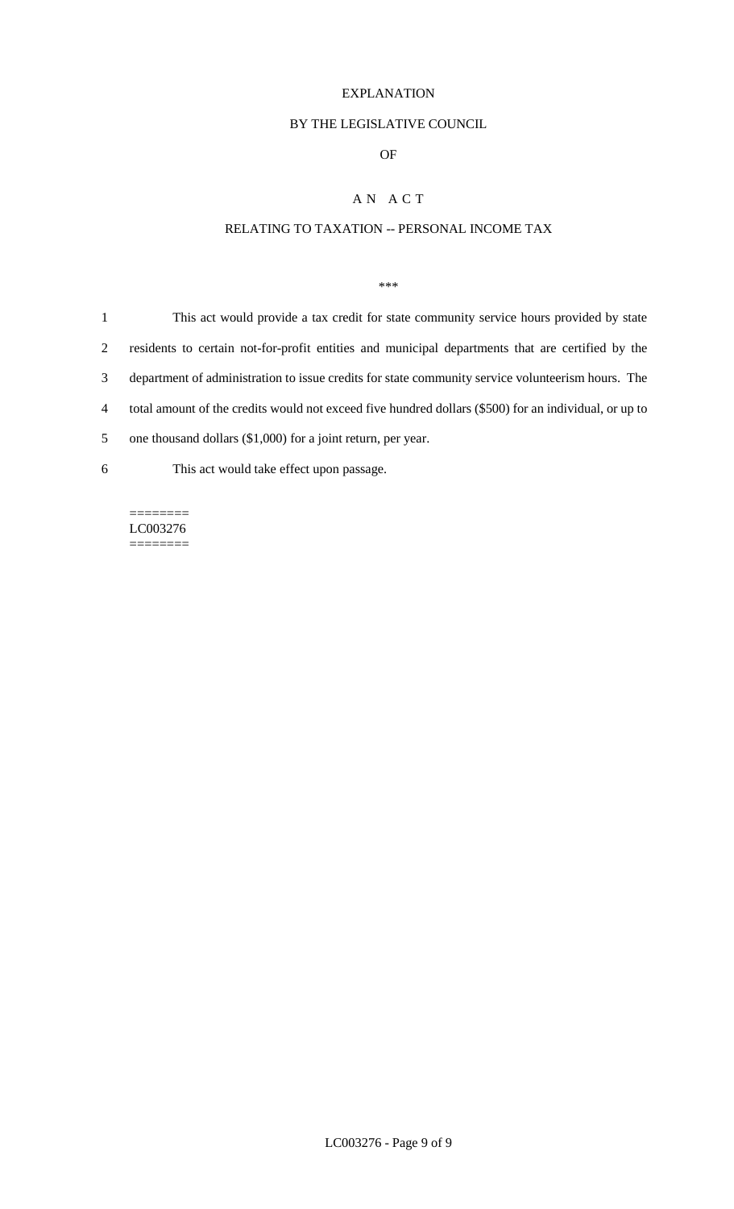EXPLANATION

BY THE LEGISLATIVE COUNCIL

OF

A N A C T

RELATING TO TAXATION -- PERSONAL INCOME TAX

\*\*\*

1 This act would provide a tax credit for state community service hours provided by state
2 residents to certain not-for-profit entities and municipal departments that are certified by the
3 department of administration to issue credits for state community service volunteerism hours. The
4 total amount of the credits would not exceed five hundred dollars ($500) for an individual, or up to
5 one thousand dollars ($1,000) for a joint return, per year.
6 This act would take effect upon passage.

========
LC003276
========